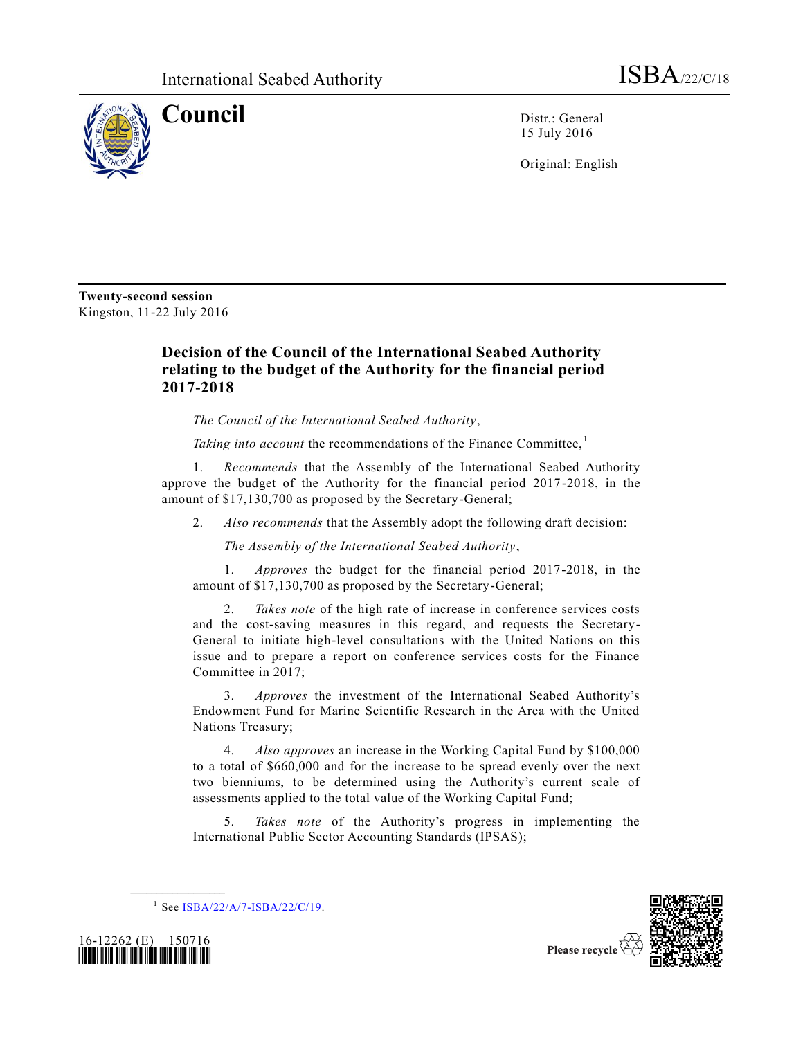International Seabed Authority ISBA/22/C/18

# Council

Distr.: General
15 July 2016

Original: English

**Twenty-second session**
Kingston, 11-22 July 2016

## Decision of the Council of the International Seabed Authority relating to the budget of the Authority for the financial period 2017-2018

*The Council of the International Seabed Authority*,

*Taking into account* the recommendations of the Finance Committee,[1]

1. *Recommends* that the Assembly of the International Seabed Authority approve the budget of the Authority for the financial period 2017-2018, in the amount of $17,130,700 as proposed by the Secretary-General;

2. *Also recommends* that the Assembly adopt the following draft decision:

*The Assembly of the International Seabed Authority*,

1. *Approves* the budget for the financial period 2017-2018, in the amount of $17,130,700 as proposed by the Secretary-General;

2. *Takes note* of the high rate of increase in conference services costs and the cost-saving measures in this regard, and requests the Secretary-General to initiate high-level consultations with the United Nations on this issue and to prepare a report on conference services costs for the Finance Committee in 2017;

3. *Approves* the investment of the International Seabed Authority's Endowment Fund for Marine Scientific Research in the Area with the United Nations Treasury;

4. *Also approves* an increase in the Working Capital Fund by $100,000 to a total of $660,000 and for the increase to be spread evenly over the next two bienniums, to be determined using the Authority's current scale of assessments applied to the total value of the Working Capital Fund;

5. *Takes note* of the Authority's progress in implementing the International Public Sector Accounting Standards (IPSAS);

[1] See ISBA/22/A/7-ISBA/22/C/19.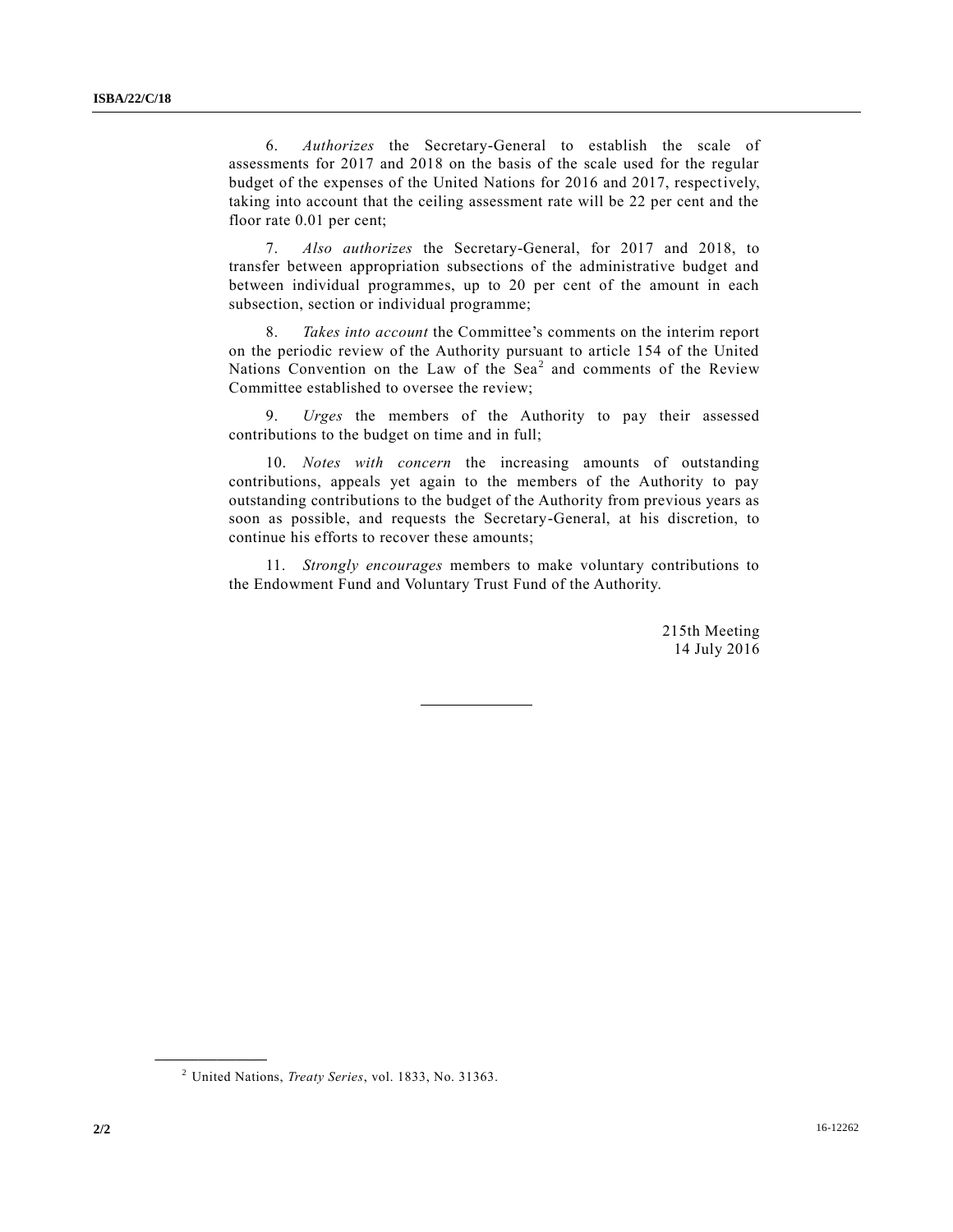6. *Authorizes* the Secretary-General to establish the scale of assessments for 2017 and 2018 on the basis of the scale used for the regular budget of the expenses of the United Nations for 2016 and 2017, respectively, taking into account that the ceiling assessment rate will be 22 per cent and the floor rate 0.01 per cent;

7. *Also authorizes* the Secretary-General, for 2017 and 2018, to transfer between appropriation subsections of the administrative budget and between individual programmes, up to 20 per cent of the amount in each subsection, section or individual programme;

8. *Takes into account* the Committee's comments on the interim report on the periodic review of the Authority pursuant to article 154 of the United Nations Convention on the Law of the Sea[2] and comments of the Review Committee established to oversee the review;

9. *Urges* the members of the Authority to pay their assessed contributions to the budget on time and in full;

10. *Notes with concern* the increasing amounts of outstanding contributions, appeals yet again to the members of the Authority to pay outstanding contributions to the budget of the Authority from previous years as soon as possible, and requests the Secretary-General, at his discretion, to continue his efforts to recover these amounts;

11. *Strongly encourages* members to make voluntary contributions to the Endowment Fund and Voluntary Trust Fund of the Authority.

215th Meeting
14 July 2016

---

[2] United Nations, *Treaty Series*, vol. 1833, No. 31363.